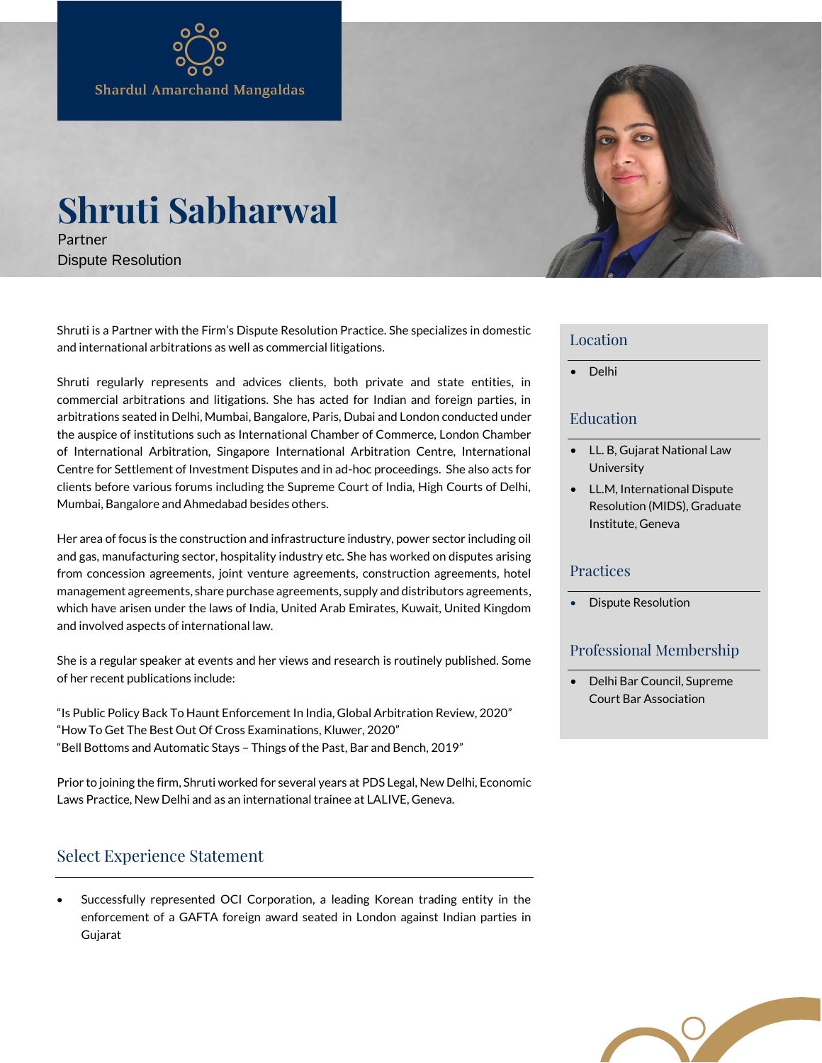Shardul Amarchand Mangaldas

# Shruti Sabharwal

Partner

Dispute Resolution

Shruti is a Partner with the Firm's Dispute Resolution Practice. She specializes in domestic and international arbitrations as well as commercial litigations.

Shruti regularly represents and advices clients, both private and state entities, in commercial arbitrations and litigations. She has acted for Indian and foreign parties, in arbitrations seated in Delhi, Mumbai, Bangalore, Paris, Dubai and London conducted under the auspice of institutions such as International Chamber of Commerce, London Chamber of International Arbitration, Singapore International Arbitration Centre, International Centre for Settlement of Investment Disputes and in ad-hoc proceedings. She also acts for clients before various forums including the Supreme Court of India, High Courts of Delhi, Mumbai, Bangalore and Ahmedabad besides others.

Her area of focus is the construction and infrastructure industry, power sector including oil and gas, manufacturing sector, hospitality industry etc. She has worked on disputes arising from concession agreements, joint venture agreements, construction agreements, hotel management agreements, share purchase agreements, supply and distributors agreements, which have arisen under the laws of India, United Arab Emirates, Kuwait, United Kingdom and involved aspects of international law.

She is a regular speaker at events and her views and research is routinely published. Some of her recent publications include:

"Is Public Policy Back To Haunt Enforcement In India, Global Arbitration Review, 2020"
"How To Get The Best Out Of Cross Examinations, Kluwer, 2020"
"Bell Bottoms and Automatic Stays – Things of the Past, Bar and Bench, 2019"

Prior to joining the firm, Shruti worked for several years at PDS Legal, New Delhi, Economic Laws Practice, New Delhi and as an international trainee at LALIVE, Geneva.

## Select Experience Statement

- Successfully represented OCI Corporation, a leading Korean trading entity in the enforcement of a GAFTA foreign award seated in London against Indian parties in Gujarat

## Location

- Delhi

## Education

- LL. B, Gujarat National Law University
- LL.M, International Dispute Resolution (MIDS), Graduate Institute, Geneva

## Practices

- Dispute Resolution

## Professional Membership

- Delhi Bar Council, Supreme Court Bar Association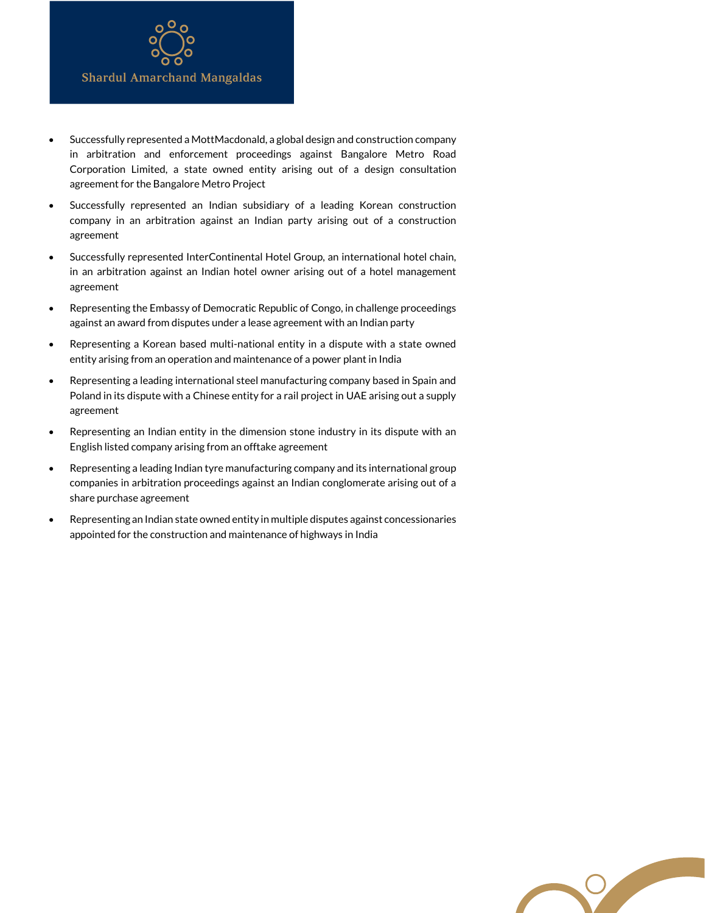- Successfully represented a MottMacdonald, a global design and construction company in arbitration and enforcement proceedings against Bangalore Metro Road Corporation Limited, a state owned entity arising out of a design consultation agreement for the Bangalore Metro Project
- Successfully represented an Indian subsidiary of a leading Korean construction company in an arbitration against an Indian party arising out of a construction agreement
- Successfully represented InterContinental Hotel Group, an international hotel chain, in an arbitration against an Indian hotel owner arising out of a hotel management agreement
- Representing the Embassy of Democratic Republic of Congo, in challenge proceedings against an award from disputes under a lease agreement with an Indian party
- Representing a Korean based multi-national entity in a dispute with a state owned entity arising from an operation and maintenance of a power plant in India
- Representing a leading international steel manufacturing company based in Spain and Poland in its dispute with a Chinese entity for a rail project in UAE arising out a supply agreement
- Representing an Indian entity in the dimension stone industry in its dispute with an English listed company arising from an offtake agreement
- Representing a leading Indian tyre manufacturing company and its international group companies in arbitration proceedings against an Indian conglomerate arising out of a share purchase agreement
- Representing an Indian state owned entity in multiple disputes against concessionaries appointed for the construction and maintenance of highways in India